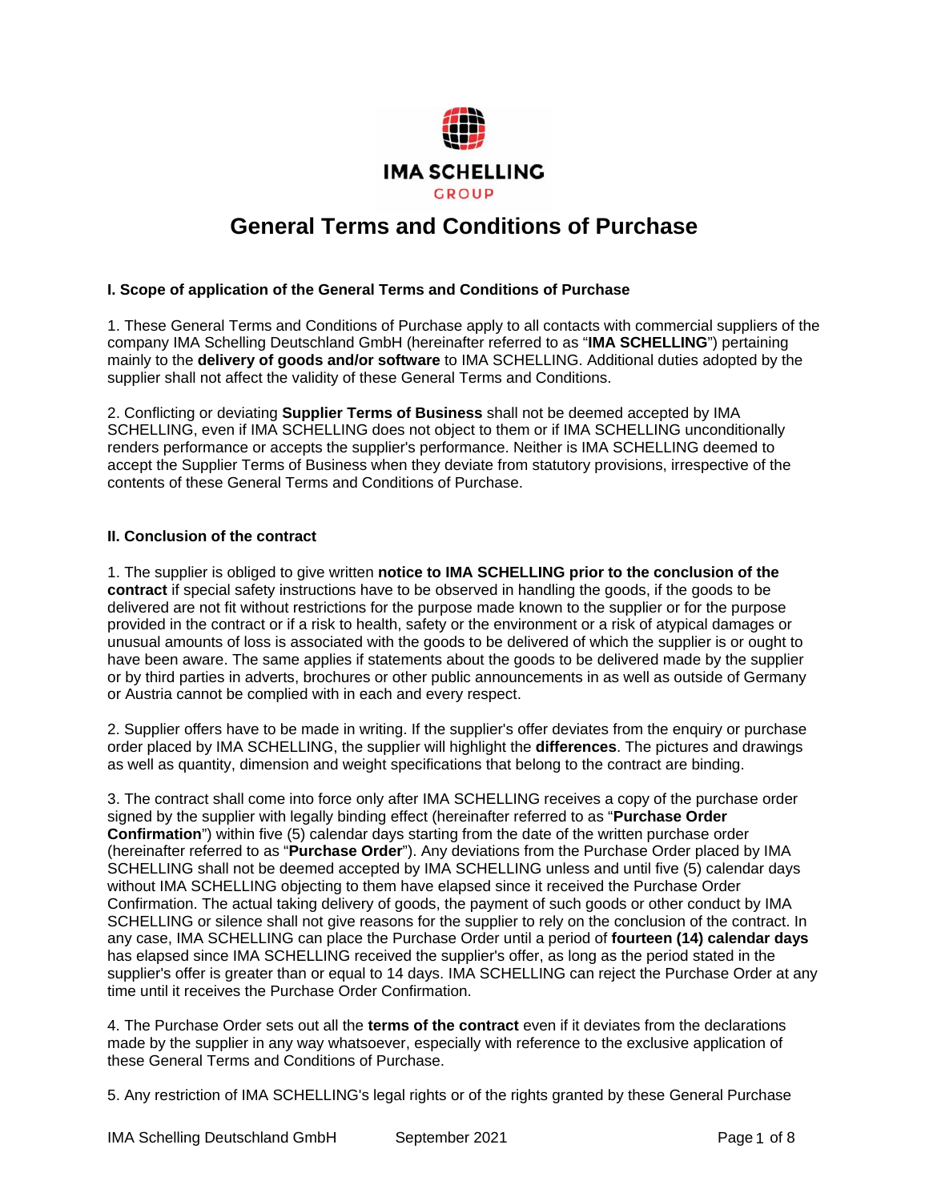IMA SCHELLING
GROUP

# General Terms and Conditions of Purchase

## I. Scope of application of the General Terms and Conditions of Purchase

1. These General Terms and Conditions of Purchase apply to all contacts with commercial suppliers of the company IMA Schelling Deutschland GmbH (hereinafter referred to as "**IMA SCHELLING**") pertaining mainly to the **delivery of goods and/or software** to IMA SCHELLING. Additional duties adopted by the supplier shall not affect the validity of these General Terms and Conditions.

2. Conflicting or deviating **Supplier Terms of Business** shall not be deemed accepted by IMA SCHELLING, even if IMA SCHELLING does not object to them or if IMA SCHELLING unconditionally renders performance or accepts the supplier's performance. Neither is IMA SCHELLING deemed to accept the Supplier Terms of Business when they deviate from statutory provisions, irrespective of the contents of these General Terms and Conditions of Purchase.

## II. Conclusion of the contract

1. The supplier is obliged to give written **notice to IMA SCHELLING prior to the conclusion of the contract** if special safety instructions have to be observed in handling the goods, if the goods to be delivered are not fit without restrictions for the purpose made known to the supplier or for the purpose provided in the contract or if a risk to health, safety or the environment or a risk of atypical damages or unusual amounts of loss is associated with the goods to be delivered of which the supplier is or ought to have been aware. The same applies if statements about the goods to be delivered made by the supplier or by third parties in adverts, brochures or other public announcements in as well as outside of Germany or Austria cannot be complied with in each and every respect.

2. Supplier offers have to be made in writing. If the supplier's offer deviates from the enquiry or purchase order placed by IMA SCHELLING, the supplier will highlight the **differences**. The pictures and drawings as well as quantity, dimension and weight specifications that belong to the contract are binding.

3. The contract shall come into force only after IMA SCHELLING receives a copy of the purchase order signed by the supplier with legally binding effect (hereinafter referred to as "**Purchase Order Confirmation**") within five (5) calendar days starting from the date of the written purchase order (hereinafter referred to as "**Purchase Order**"). Any deviations from the Purchase Order placed by IMA SCHELLING shall not be deemed accepted by IMA SCHELLING unless and until five (5) calendar days without IMA SCHELLING objecting to them have elapsed since it received the Purchase Order Confirmation. The actual taking delivery of goods, the payment of such goods or other conduct by IMA SCHELLING or silence shall not give reasons for the supplier to rely on the conclusion of the contract. In any case, IMA SCHELLING can place the Purchase Order until a period of **fourteen (14) calendar days** has elapsed since IMA SCHELLING received the supplier's offer, as long as the period stated in the supplier's offer is greater than or equal to 14 days. IMA SCHELLING can reject the Purchase Order at any time until it receives the Purchase Order Confirmation.

4. The Purchase Order sets out all the **terms of the contract** even if it deviates from the declarations made by the supplier in any way whatsoever, especially with reference to the exclusive application of these General Terms and Conditions of Purchase.

5. Any restriction of IMA SCHELLING's legal rights or of the rights granted by these General Purchase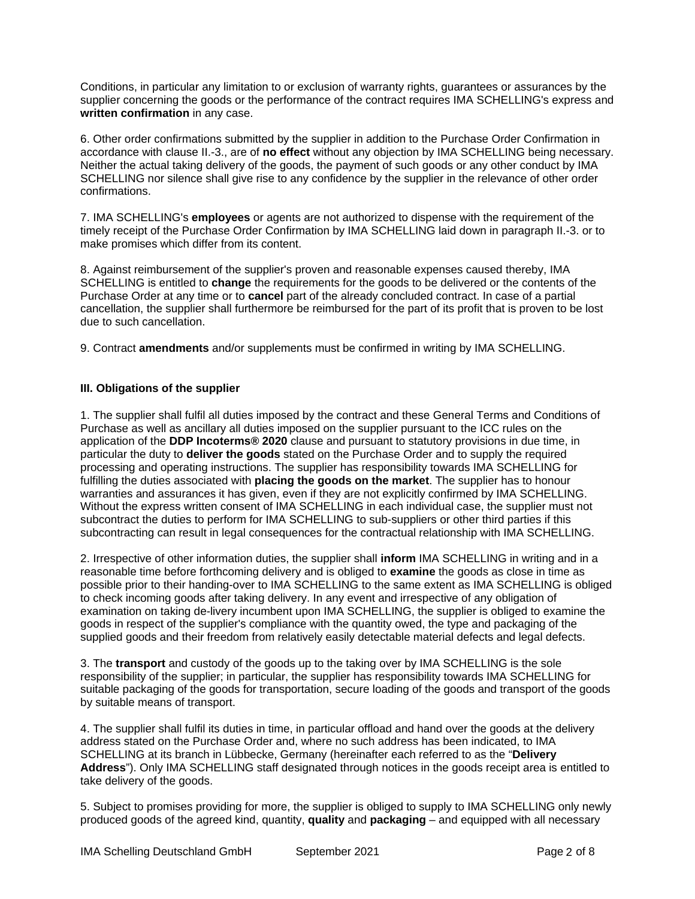Conditions, in particular any limitation to or exclusion of warranty rights, guarantees or assurances by the supplier concerning the goods or the performance of the contract requires IMA SCHELLING's express and **written confirmation** in any case.

6. Other order confirmations submitted by the supplier in addition to the Purchase Order Confirmation in accordance with clause II.-3., are of **no effect** without any objection by IMA SCHELLING being necessary. Neither the actual taking delivery of the goods, the payment of such goods or any other conduct by IMA SCHELLING nor silence shall give rise to any confidence by the supplier in the relevance of other order confirmations.

7. IMA SCHELLING's **employees** or agents are not authorized to dispense with the requirement of the timely receipt of the Purchase Order Confirmation by IMA SCHELLING laid down in paragraph II.-3. or to make promises which differ from its content.

8. Against reimbursement of the supplier's proven and reasonable expenses caused thereby, IMA SCHELLING is entitled to **change** the requirements for the goods to be delivered or the contents of the Purchase Order at any time or to **cancel** part of the already concluded contract. In case of a partial cancellation, the supplier shall furthermore be reimbursed for the part of its profit that is proven to be lost due to such cancellation.

9. Contract **amendments** and/or supplements must be confirmed in writing by IMA SCHELLING.

### III. Obligations of the supplier

1. The supplier shall fulfil all duties imposed by the contract and these General Terms and Conditions of Purchase as well as ancillary all duties imposed on the supplier pursuant to the ICC rules on the application of the **DDP Incoterms® 2020** clause and pursuant to statutory provisions in due time, in particular the duty to **deliver the goods** stated on the Purchase Order and to supply the required processing and operating instructions. The supplier has responsibility towards IMA SCHELLING for fulfilling the duties associated with **placing the goods on the market**. The supplier has to honour warranties and assurances it has given, even if they are not explicitly confirmed by IMA SCHELLING. Without the express written consent of IMA SCHELLING in each individual case, the supplier must not subcontract the duties to perform for IMA SCHELLING to sub-suppliers or other third parties if this subcontracting can result in legal consequences for the contractual relationship with IMA SCHELLING.

2. Irrespective of other information duties, the supplier shall **inform** IMA SCHELLING in writing and in a reasonable time before forthcoming delivery and is obliged to **examine** the goods as close in time as possible prior to their handing-over to IMA SCHELLING to the same extent as IMA SCHELLING is obliged to check incoming goods after taking delivery. In any event and irrespective of any obligation of examination on taking de-livery incumbent upon IMA SCHELLING, the supplier is obliged to examine the goods in respect of the supplier's compliance with the quantity owed, the type and packaging of the supplied goods and their freedom from relatively easily detectable material defects and legal defects.

3. The **transport** and custody of the goods up to the taking over by IMA SCHELLING is the sole responsibility of the supplier; in particular, the supplier has responsibility towards IMA SCHELLING for suitable packaging of the goods for transportation, secure loading of the goods and transport of the goods by suitable means of transport.

4. The supplier shall fulfil its duties in time, in particular offload and hand over the goods at the delivery address stated on the Purchase Order and, where no such address has been indicated, to IMA SCHELLING at its branch in Lübbecke, Germany (hereinafter each referred to as the "**Delivery Address**"). Only IMA SCHELLING staff designated through notices in the goods receipt area is entitled to take delivery of the goods.

5. Subject to promises providing for more, the supplier is obliged to supply to IMA SCHELLING only newly produced goods of the agreed kind, quantity, **quality** and **packaging** – and equipped with all necessary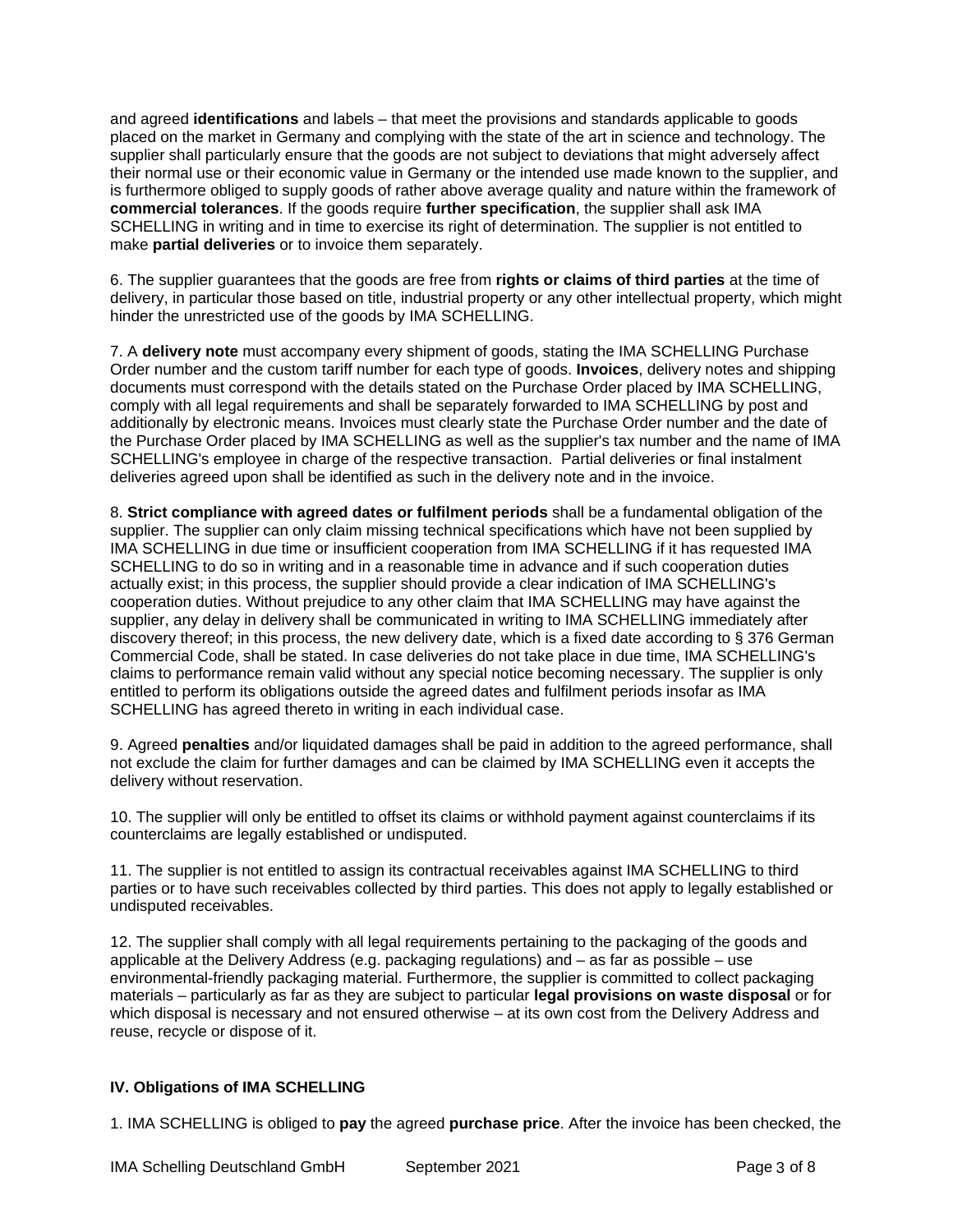and agreed **identifications** and labels – that meet the provisions and standards applicable to goods placed on the market in Germany and complying with the state of the art in science and technology. The supplier shall particularly ensure that the goods are not subject to deviations that might adversely affect their normal use or their economic value in Germany or the intended use made known to the supplier, and is furthermore obliged to supply goods of rather above average quality and nature within the framework of **commercial tolerances**. If the goods require **further specification**, the supplier shall ask IMA SCHELLING in writing and in time to exercise its right of determination. The supplier is not entitled to make **partial deliveries** or to invoice them separately.

6. The supplier guarantees that the goods are free from **rights or claims of third parties** at the time of delivery, in particular those based on title, industrial property or any other intellectual property, which might hinder the unrestricted use of the goods by IMA SCHELLING.

7. A **delivery note** must accompany every shipment of goods, stating the IMA SCHELLING Purchase Order number and the custom tariff number for each type of goods. **Invoices**, delivery notes and shipping documents must correspond with the details stated on the Purchase Order placed by IMA SCHELLING, comply with all legal requirements and shall be separately forwarded to IMA SCHELLING by post and additionally by electronic means. Invoices must clearly state the Purchase Order number and the date of the Purchase Order placed by IMA SCHELLING as well as the supplier's tax number and the name of IMA SCHELLING's employee in charge of the respective transaction. Partial deliveries or final instalment deliveries agreed upon shall be identified as such in the delivery note and in the invoice.

8. **Strict compliance with agreed dates or fulfilment periods** shall be a fundamental obligation of the supplier. The supplier can only claim missing technical specifications which have not been supplied by IMA SCHELLING in due time or insufficient cooperation from IMA SCHELLING if it has requested IMA SCHELLING to do so in writing and in a reasonable time in advance and if such cooperation duties actually exist; in this process, the supplier should provide a clear indication of IMA SCHELLING's cooperation duties. Without prejudice to any other claim that IMA SCHELLING may have against the supplier, any delay in delivery shall be communicated in writing to IMA SCHELLING immediately after discovery thereof; in this process, the new delivery date, which is a fixed date according to § 376 German Commercial Code, shall be stated. In case deliveries do not take place in due time, IMA SCHELLING's claims to performance remain valid without any special notice becoming necessary. The supplier is only entitled to perform its obligations outside the agreed dates and fulfilment periods insofar as IMA SCHELLING has agreed thereto in writing in each individual case.

9. Agreed **penalties** and/or liquidated damages shall be paid in addition to the agreed performance, shall not exclude the claim for further damages and can be claimed by IMA SCHELLING even it accepts the delivery without reservation.

10. The supplier will only be entitled to offset its claims or withhold payment against counterclaims if its counterclaims are legally established or undisputed.

11. The supplier is not entitled to assign its contractual receivables against IMA SCHELLING to third parties or to have such receivables collected by third parties. This does not apply to legally established or undisputed receivables.

12. The supplier shall comply with all legal requirements pertaining to the packaging of the goods and applicable at the Delivery Address (e.g. packaging regulations) and – as far as possible – use environmental-friendly packaging material. Furthermore, the supplier is committed to collect packaging materials – particularly as far as they are subject to particular **legal provisions on waste disposal** or for which disposal is necessary and not ensured otherwise – at its own cost from the Delivery Address and reuse, recycle or dispose of it.

### IV. Obligations of IMA SCHELLING

1. IMA SCHELLING is obliged to **pay** the agreed **purchase price**. After the invoice has been checked, the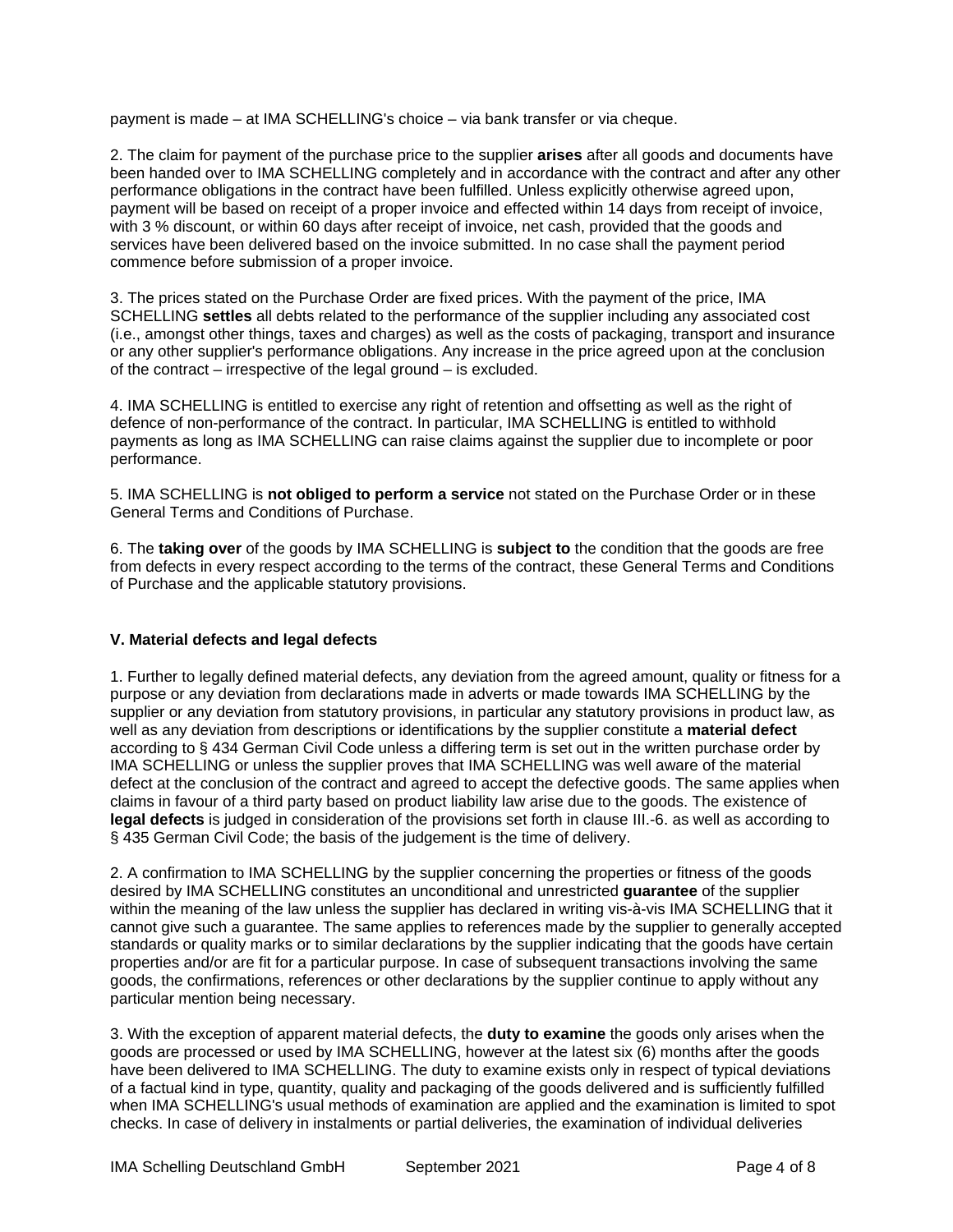payment is made – at IMA SCHELLING's choice – via bank transfer or via cheque.

2. The claim for payment of the purchase price to the supplier **arises** after all goods and documents have been handed over to IMA SCHELLING completely and in accordance with the contract and after any other performance obligations in the contract have been fulfilled. Unless explicitly otherwise agreed upon, payment will be based on receipt of a proper invoice and effected within 14 days from receipt of invoice, with 3 % discount, or within 60 days after receipt of invoice, net cash, provided that the goods and services have been delivered based on the invoice submitted. In no case shall the payment period commence before submission of a proper invoice.

3. The prices stated on the Purchase Order are fixed prices. With the payment of the price, IMA SCHELLING **settles** all debts related to the performance of the supplier including any associated cost (i.e., amongst other things, taxes and charges) as well as the costs of packaging, transport and insurance or any other supplier's performance obligations. Any increase in the price agreed upon at the conclusion of the contract – irrespective of the legal ground – is excluded.

4. IMA SCHELLING is entitled to exercise any right of retention and offsetting as well as the right of defence of non-performance of the contract. In particular, IMA SCHELLING is entitled to withhold payments as long as IMA SCHELLING can raise claims against the supplier due to incomplete or poor performance.

5. IMA SCHELLING is **not obliged to perform a service** not stated on the Purchase Order or in these General Terms and Conditions of Purchase.

6. The **taking over** of the goods by IMA SCHELLING is **subject to** the condition that the goods are free from defects in every respect according to the terms of the contract, these General Terms and Conditions of Purchase and the applicable statutory provisions.

### V. Material defects and legal defects

1. Further to legally defined material defects, any deviation from the agreed amount, quality or fitness for a purpose or any deviation from declarations made in adverts or made towards IMA SCHELLING by the supplier or any deviation from statutory provisions, in particular any statutory provisions in product law, as well as any deviation from descriptions or identifications by the supplier constitute a **material defect** according to § 434 German Civil Code unless a differing term is set out in the written purchase order by IMA SCHELLING or unless the supplier proves that IMA SCHELLING was well aware of the material defect at the conclusion of the contract and agreed to accept the defective goods. The same applies when claims in favour of a third party based on product liability law arise due to the goods. The existence of **legal defects** is judged in consideration of the provisions set forth in clause III.-6. as well as according to § 435 German Civil Code; the basis of the judgement is the time of delivery.

2. A confirmation to IMA SCHELLING by the supplier concerning the properties or fitness of the goods desired by IMA SCHELLING constitutes an unconditional and unrestricted **guarantee** of the supplier within the meaning of the law unless the supplier has declared in writing vis-à-vis IMA SCHELLING that it cannot give such a guarantee. The same applies to references made by the supplier to generally accepted standards or quality marks or to similar declarations by the supplier indicating that the goods have certain properties and/or are fit for a particular purpose. In case of subsequent transactions involving the same goods, the confirmations, references or other declarations by the supplier continue to apply without any particular mention being necessary.

3. With the exception of apparent material defects, the **duty to examine** the goods only arises when the goods are processed or used by IMA SCHELLING, however at the latest six (6) months after the goods have been delivered to IMA SCHELLING. The duty to examine exists only in respect of typical deviations of a factual kind in type, quantity, quality and packaging of the goods delivered and is sufficiently fulfilled when IMA SCHELLING's usual methods of examination are applied and the examination is limited to spot checks. In case of delivery in instalments or partial deliveries, the examination of individual deliveries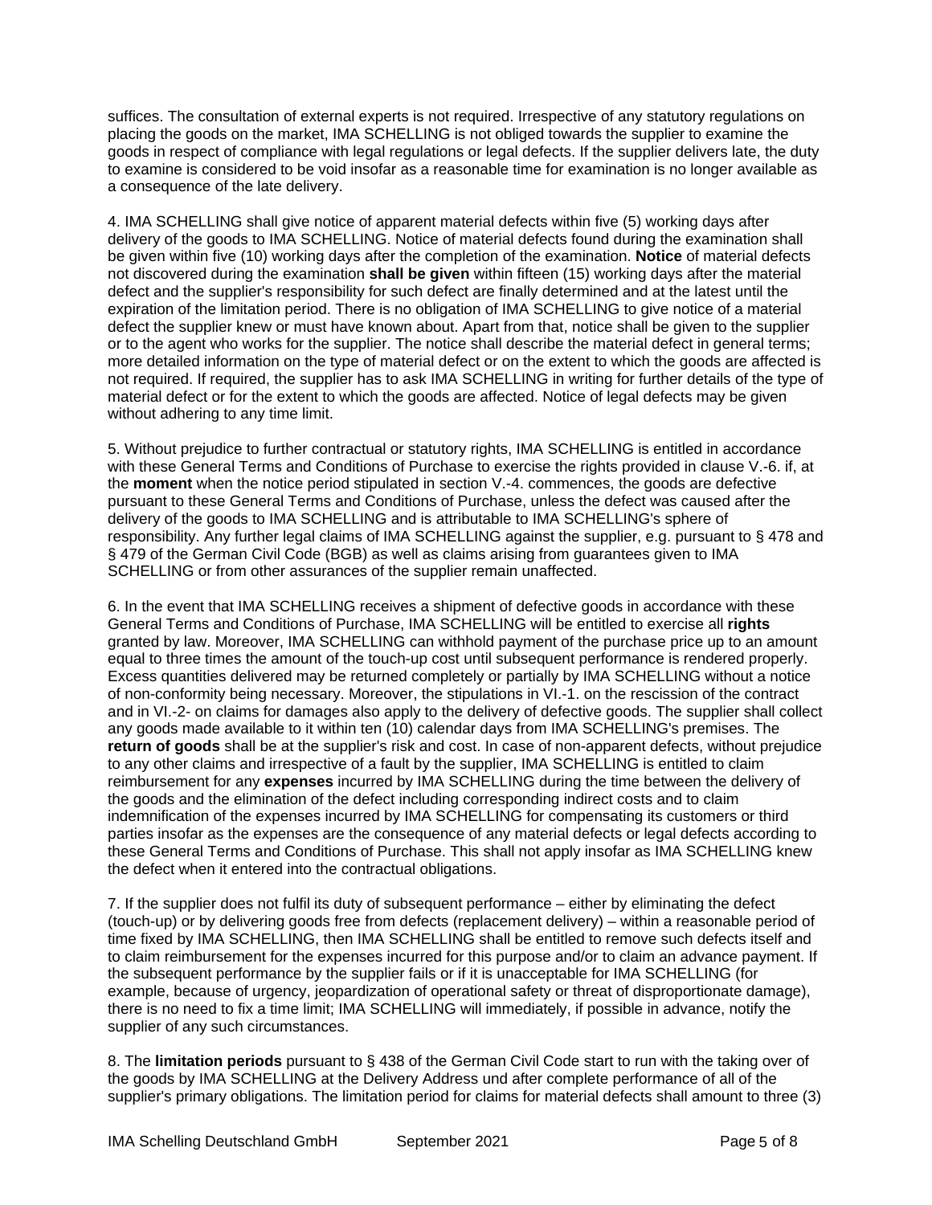suffices. The consultation of external experts is not required. Irrespective of any statutory regulations on placing the goods on the market, IMA SCHELLING is not obliged towards the supplier to examine the goods in respect of compliance with legal regulations or legal defects. If the supplier delivers late, the duty to examine is considered to be void insofar as a reasonable time for examination is no longer available as a consequence of the late delivery.

4. IMA SCHELLING shall give notice of apparent material defects within five (5) working days after delivery of the goods to IMA SCHELLING. Notice of material defects found during the examination shall be given within five (10) working days after the completion of the examination. **Notice** of material defects not discovered during the examination **shall be given** within fifteen (15) working days after the material defect and the supplier's responsibility for such defect are finally determined and at the latest until the expiration of the limitation period. There is no obligation of IMA SCHELLING to give notice of a material defect the supplier knew or must have known about. Apart from that, notice shall be given to the supplier or to the agent who works for the supplier. The notice shall describe the material defect in general terms; more detailed information on the type of material defect or on the extent to which the goods are affected is not required. If required, the supplier has to ask IMA SCHELLING in writing for further details of the type of material defect or for the extent to which the goods are affected. Notice of legal defects may be given without adhering to any time limit.

5. Without prejudice to further contractual or statutory rights, IMA SCHELLING is entitled in accordance with these General Terms and Conditions of Purchase to exercise the rights provided in clause V.-6. if, at the **moment** when the notice period stipulated in section V.-4. commences, the goods are defective pursuant to these General Terms and Conditions of Purchase, unless the defect was caused after the delivery of the goods to IMA SCHELLING and is attributable to IMA SCHELLING's sphere of responsibility. Any further legal claims of IMA SCHELLING against the supplier, e.g. pursuant to § 478 and § 479 of the German Civil Code (BGB) as well as claims arising from guarantees given to IMA SCHELLING or from other assurances of the supplier remain unaffected.

6. In the event that IMA SCHELLING receives a shipment of defective goods in accordance with these General Terms and Conditions of Purchase, IMA SCHELLING will be entitled to exercise all **rights** granted by law. Moreover, IMA SCHELLING can withhold payment of the purchase price up to an amount equal to three times the amount of the touch-up cost until subsequent performance is rendered properly. Excess quantities delivered may be returned completely or partially by IMA SCHELLING without a notice of non-conformity being necessary. Moreover, the stipulations in VI.-1. on the rescission of the contract and in VI.-2- on claims for damages also apply to the delivery of defective goods. The supplier shall collect any goods made available to it within ten (10) calendar days from IMA SCHELLING's premises. The **return of goods** shall be at the supplier's risk and cost. In case of non-apparent defects, without prejudice to any other claims and irrespective of a fault by the supplier, IMA SCHELLING is entitled to claim reimbursement for any **expenses** incurred by IMA SCHELLING during the time between the delivery of the goods and the elimination of the defect including corresponding indirect costs and to claim indemnification of the expenses incurred by IMA SCHELLING for compensating its customers or third parties insofar as the expenses are the consequence of any material defects or legal defects according to these General Terms and Conditions of Purchase. This shall not apply insofar as IMA SCHELLING knew the defect when it entered into the contractual obligations.

7. If the supplier does not fulfil its duty of subsequent performance – either by eliminating the defect (touch-up) or by delivering goods free from defects (replacement delivery) – within a reasonable period of time fixed by IMA SCHELLING, then IMA SCHELLING shall be entitled to remove such defects itself and to claim reimbursement for the expenses incurred for this purpose and/or to claim an advance payment. If the subsequent performance by the supplier fails or if it is unacceptable for IMA SCHELLING (for example, because of urgency, jeopardization of operational safety or threat of disproportionate damage), there is no need to fix a time limit; IMA SCHELLING will immediately, if possible in advance, notify the supplier of any such circumstances.

8. The **limitation periods** pursuant to § 438 of the German Civil Code start to run with the taking over of the goods by IMA SCHELLING at the Delivery Address und after complete performance of all of the supplier's primary obligations. The limitation period for claims for material defects shall amount to three (3)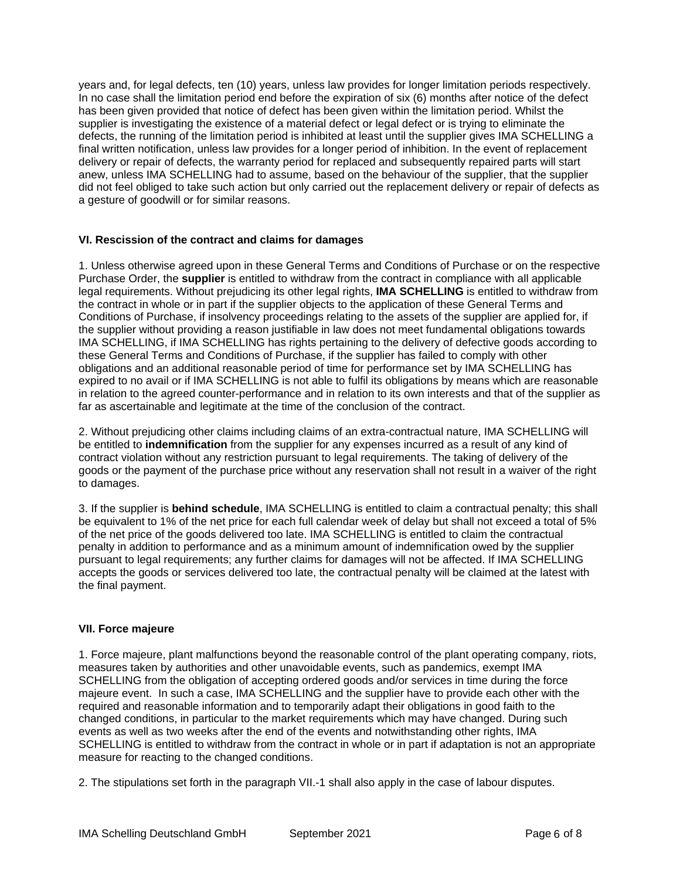years and, for legal defects, ten (10) years, unless law provides for longer limitation periods respectively. In no case shall the limitation period end before the expiration of six (6) months after notice of the defect has been given provided that notice of defect has been given within the limitation period. Whilst the supplier is investigating the existence of a material defect or legal defect or is trying to eliminate the defects, the running of the limitation period is inhibited at least until the supplier gives IMA SCHELLING a final written notification, unless law provides for a longer period of inhibition. In the event of replacement delivery or repair of defects, the warranty period for replaced and subsequently repaired parts will start anew, unless IMA SCHELLING had to assume, based on the behaviour of the supplier, that the supplier did not feel obliged to take such action but only carried out the replacement delivery or repair of defects as a gesture of goodwill or for similar reasons.

### VI. Rescission of the contract and claims for damages

1. Unless otherwise agreed upon in these General Terms and Conditions of Purchase or on the respective Purchase Order, the **supplier** is entitled to withdraw from the contract in compliance with all applicable legal requirements. Without prejudicing its other legal rights, **IMA SCHELLING** is entitled to withdraw from the contract in whole or in part if the supplier objects to the application of these General Terms and Conditions of Purchase, if insolvency proceedings relating to the assets of the supplier are applied for, if the supplier without providing a reason justifiable in law does not meet fundamental obligations towards IMA SCHELLING, if IMA SCHELLING has rights pertaining to the delivery of defective goods according to these General Terms and Conditions of Purchase, if the supplier has failed to comply with other obligations and an additional reasonable period of time for performance set by IMA SCHELLING has expired to no avail or if IMA SCHELLING is not able to fulfil its obligations by means which are reasonable in relation to the agreed counter-performance and in relation to its own interests and that of the supplier as far as ascertainable and legitimate at the time of the conclusion of the contract.

2. Without prejudicing other claims including claims of an extra-contractual nature, IMA SCHELLING will be entitled to **indemnification** from the supplier for any expenses incurred as a result of any kind of contract violation without any restriction pursuant to legal requirements. The taking of delivery of the goods or the payment of the purchase price without any reservation shall not result in a waiver of the right to damages.

3. If the supplier is **behind schedule**, IMA SCHELLING is entitled to claim a contractual penalty; this shall be equivalent to 1% of the net price for each full calendar week of delay but shall not exceed a total of 5% of the net price of the goods delivered too late. IMA SCHELLING is entitled to claim the contractual penalty in addition to performance and as a minimum amount of indemnification owed by the supplier pursuant to legal requirements; any further claims for damages will not be affected. If IMA SCHELLING accepts the goods or services delivered too late, the contractual penalty will be claimed at the latest with the final payment.

### VII. Force majeure

1. Force majeure, plant malfunctions beyond the reasonable control of the plant operating company, riots, measures taken by authorities and other unavoidable events, such as pandemics, exempt IMA SCHELLING from the obligation of accepting ordered goods and/or services in time during the force majeure event. In such a case, IMA SCHELLING and the supplier have to provide each other with the required and reasonable information and to temporarily adapt their obligations in good faith to the changed conditions, in particular to the market requirements which may have changed. During such events as well as two weeks after the end of the events and notwithstanding other rights, IMA SCHELLING is entitled to withdraw from the contract in whole or in part if adaptation is not an appropriate measure for reacting to the changed conditions.

2. The stipulations set forth in the paragraph VII.-1 shall also apply in the case of labour disputes.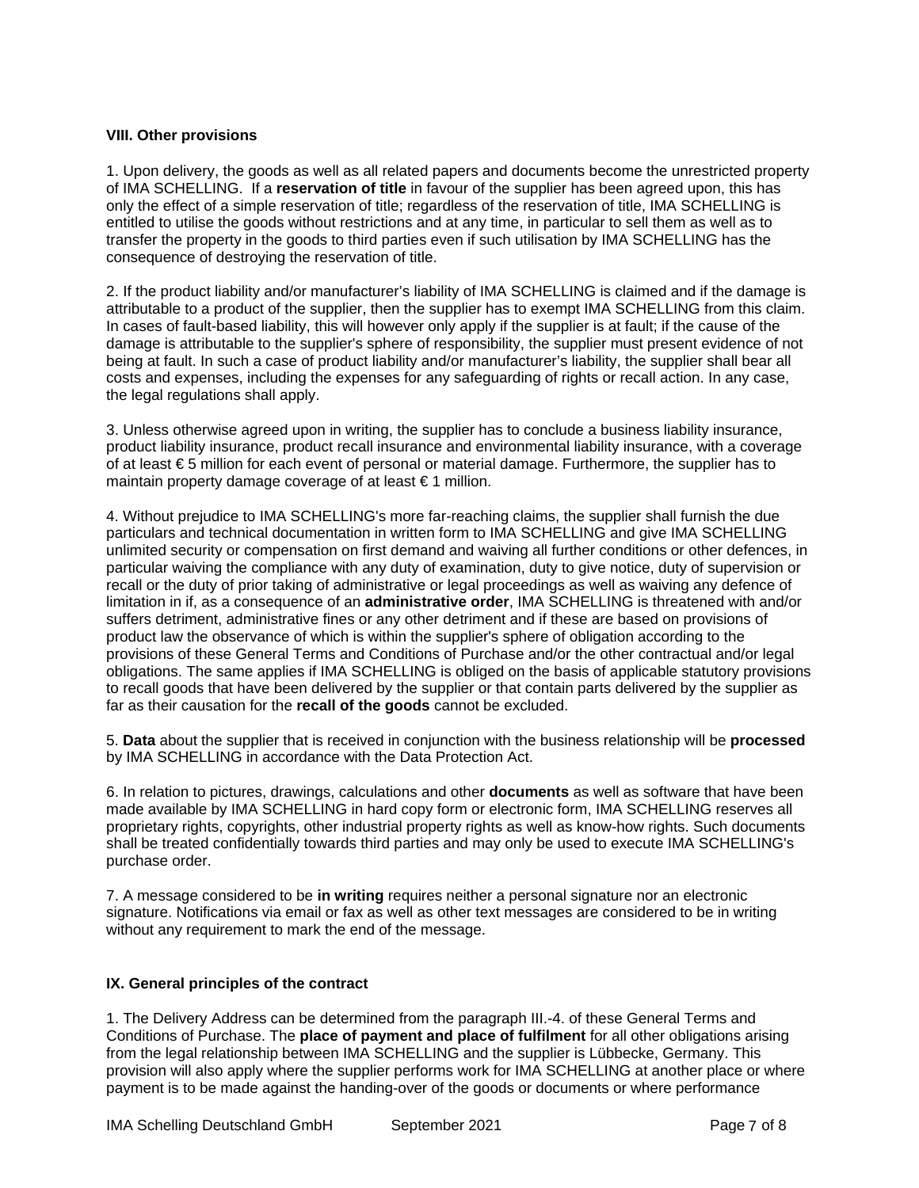## VIII. Other provisions

1. Upon delivery, the goods as well as all related papers and documents become the unrestricted property of IMA SCHELLING. If a **reservation of title** in favour of the supplier has been agreed upon, this has only the effect of a simple reservation of title; regardless of the reservation of title, IMA SCHELLING is entitled to utilise the goods without restrictions and at any time, in particular to sell them as well as to transfer the property in the goods to third parties even if such utilisation by IMA SCHELLING has the consequence of destroying the reservation of title.

2. If the product liability and/or manufacturer's liability of IMA SCHELLING is claimed and if the damage is attributable to a product of the supplier, then the supplier has to exempt IMA SCHELLING from this claim. In cases of fault-based liability, this will however only apply if the supplier is at fault; if the cause of the damage is attributable to the supplier's sphere of responsibility, the supplier must present evidence of not being at fault. In such a case of product liability and/or manufacturer's liability, the supplier shall bear all costs and expenses, including the expenses for any safeguarding of rights or recall action. In any case, the legal regulations shall apply.

3. Unless otherwise agreed upon in writing, the supplier has to conclude a business liability insurance, product liability insurance, product recall insurance and environmental liability insurance, with a coverage of at least € 5 million for each event of personal or material damage. Furthermore, the supplier has to maintain property damage coverage of at least € 1 million.

4. Without prejudice to IMA SCHELLING's more far-reaching claims, the supplier shall furnish the due particulars and technical documentation in written form to IMA SCHELLING and give IMA SCHELLING unlimited security or compensation on first demand and waiving all further conditions or other defences, in particular waiving the compliance with any duty of examination, duty to give notice, duty of supervision or recall or the duty of prior taking of administrative or legal proceedings as well as waiving any defence of limitation in if, as a consequence of an **administrative order**, IMA SCHELLING is threatened with and/or suffers detriment, administrative fines or any other detriment and if these are based on provisions of product law the observance of which is within the supplier's sphere of obligation according to the provisions of these General Terms and Conditions of Purchase and/or the other contractual and/or legal obligations. The same applies if IMA SCHELLING is obliged on the basis of applicable statutory provisions to recall goods that have been delivered by the supplier or that contain parts delivered by the supplier as far as their causation for the **recall of the goods** cannot be excluded.

5. **Data** about the supplier that is received in conjunction with the business relationship will be **processed** by IMA SCHELLING in accordance with the Data Protection Act.

6. In relation to pictures, drawings, calculations and other **documents** as well as software that have been made available by IMA SCHELLING in hard copy form or electronic form, IMA SCHELLING reserves all proprietary rights, copyrights, other industrial property rights as well as know-how rights. Such documents shall be treated confidentially towards third parties and may only be used to execute IMA SCHELLING's purchase order.

7. A message considered to be **in writing** requires neither a personal signature nor an electronic signature. Notifications via email or fax as well as other text messages are considered to be in writing without any requirement to mark the end of the message.

## IX. General principles of the contract

1. The Delivery Address can be determined from the paragraph III.-4. of these General Terms and Conditions of Purchase. The **place of payment and place of fulfilment** for all other obligations arising from the legal relationship between IMA SCHELLING and the supplier is Lübbecke, Germany. This provision will also apply where the supplier performs work for IMA SCHELLING at another place or where payment is to be made against the handing-over of the goods or documents or where performance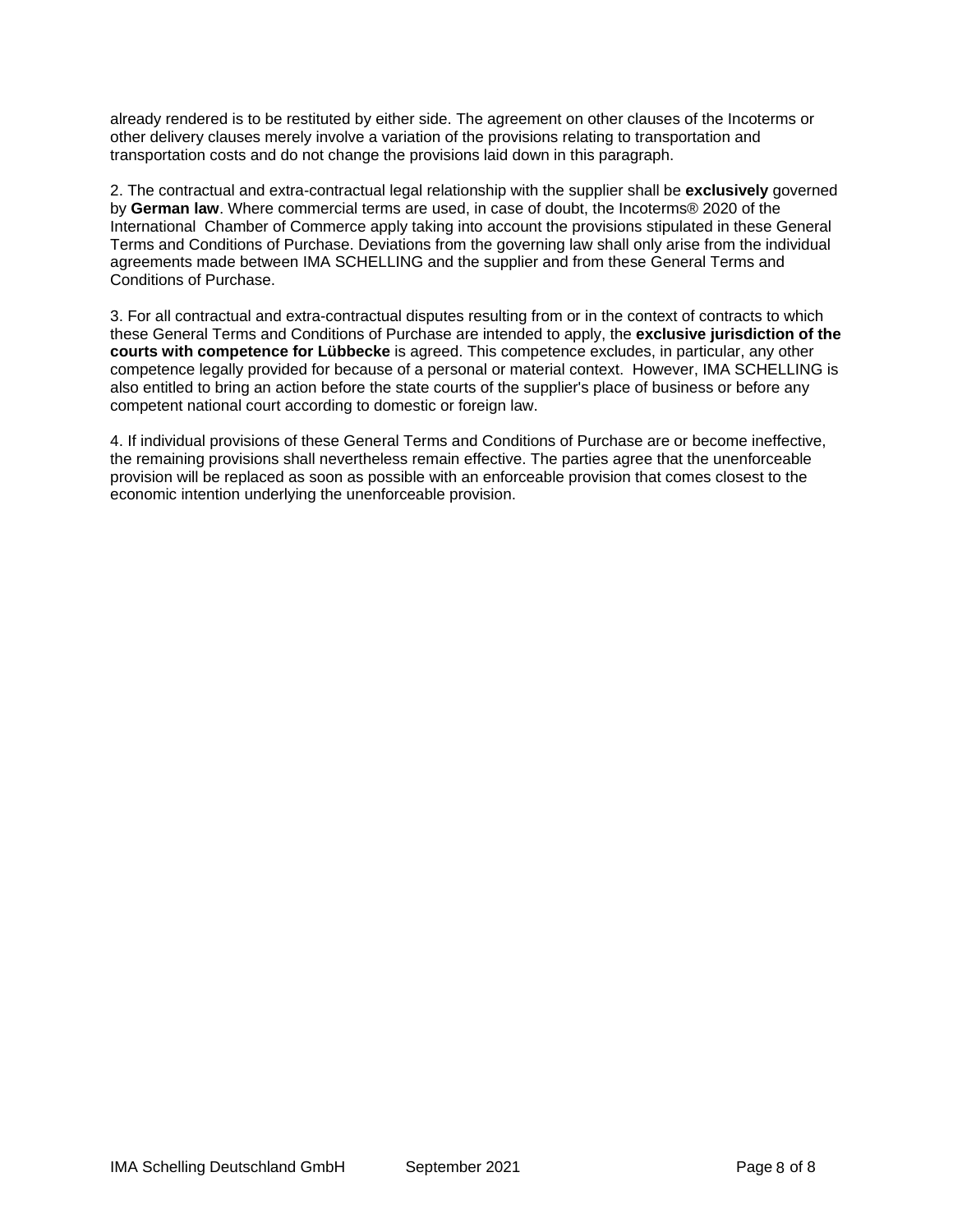already rendered is to be restituted by either side. The agreement on other clauses of the Incoterms or other delivery clauses merely involve a variation of the provisions relating to transportation and transportation costs and do not change the provisions laid down in this paragraph.

2. The contractual and extra-contractual legal relationship with the supplier shall be **exclusively** governed by **German law**. Where commercial terms are used, in case of doubt, the Incoterms® 2020 of the International Chamber of Commerce apply taking into account the provisions stipulated in these General Terms and Conditions of Purchase. Deviations from the governing law shall only arise from the individual agreements made between IMA SCHELLING and the supplier and from these General Terms and Conditions of Purchase.

3. For all contractual and extra-contractual disputes resulting from or in the context of contracts to which these General Terms and Conditions of Purchase are intended to apply, the **exclusive jurisdiction of the courts with competence for Lübbecke** is agreed. This competence excludes, in particular, any other competence legally provided for because of a personal or material context. However, IMA SCHELLING is also entitled to bring an action before the state courts of the supplier's place of business or before any competent national court according to domestic or foreign law.

4. If individual provisions of these General Terms and Conditions of Purchase are or become ineffective, the remaining provisions shall nevertheless remain effective. The parties agree that the unenforceable provision will be replaced as soon as possible with an enforceable provision that comes closest to the economic intention underlying the unenforceable provision.